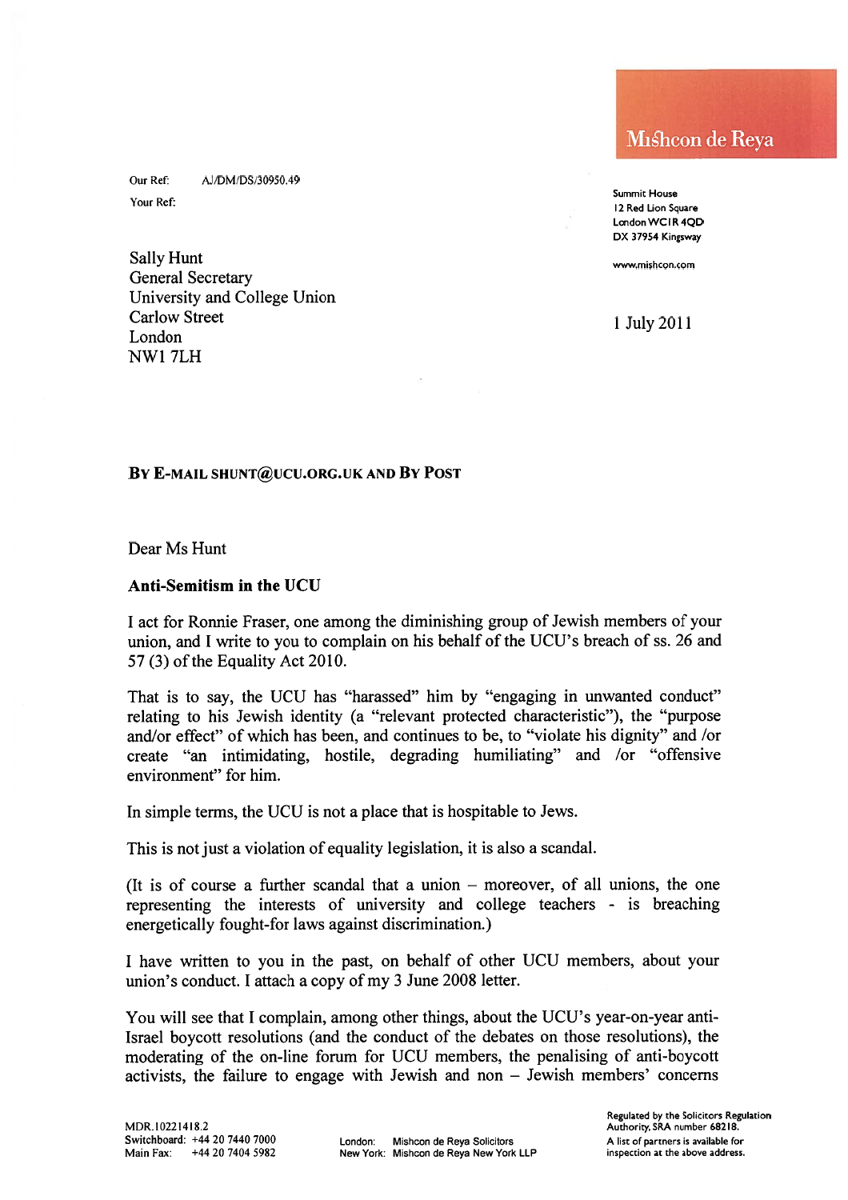Mishcon de Reya

Our Ref: AJ/DM/DS/30950.49

Your Ref:

Summit House
12 Red Lion Square
London WC1R 4QD
DX 37954 Kingsway

www.mishcon.com

Sally Hunt
General Secretary
University and College Union
Carlow Street
London
NW1 7LH

1 July 2011

**BY E-MAIL SHUNT@UCU.ORG.UK AND BY POST**

Dear Ms Hunt

**Anti-Semitism in the UCU**

I act for Ronnie Fraser, one among the diminishing group of Jewish members of your union, and I write to you to complain on his behalf of the UCU's breach of ss. 26 and 57 (3) of the Equality Act 2010.

That is to say, the UCU has "harassed" him by "engaging in unwanted conduct" relating to his Jewish identity (a "relevant protected characteristic"), the "purpose and/or effect" of which has been, and continues to be, to "violate his dignity" and /or create "an intimidating, hostile, degrading humiliating" and /or "offensive environment" for him.

In simple terms, the UCU is not a place that is hospitable to Jews.

This is not just a violation of equality legislation, it is also a scandal.

(It is of course a further scandal that a union – moreover, of all unions, the one representing the interests of university and college teachers - is breaching energetically fought-for laws against discrimination.)

I have written to you in the past, on behalf of other UCU members, about your union's conduct. I attach a copy of my 3 June 2008 letter.

You will see that I complain, among other things, about the UCU's year-on-year anti-Israel boycott resolutions (and the conduct of the debates on those resolutions), the moderating of the on-line forum for UCU members, the penalising of anti-boycott activists, the failure to engage with Jewish and non – Jewish members' concerns

MDR.10221418.2
Switchboard: +44 20 7440 7000
Main Fax: +44 20 7404 5982

London: Mishcon de Reya Solicitors
New York: Mishcon de Reya New York LLP

Regulated by the Solicitors Regulation Authority, SRA number 68218.
A list of partners is available for inspection at the above address.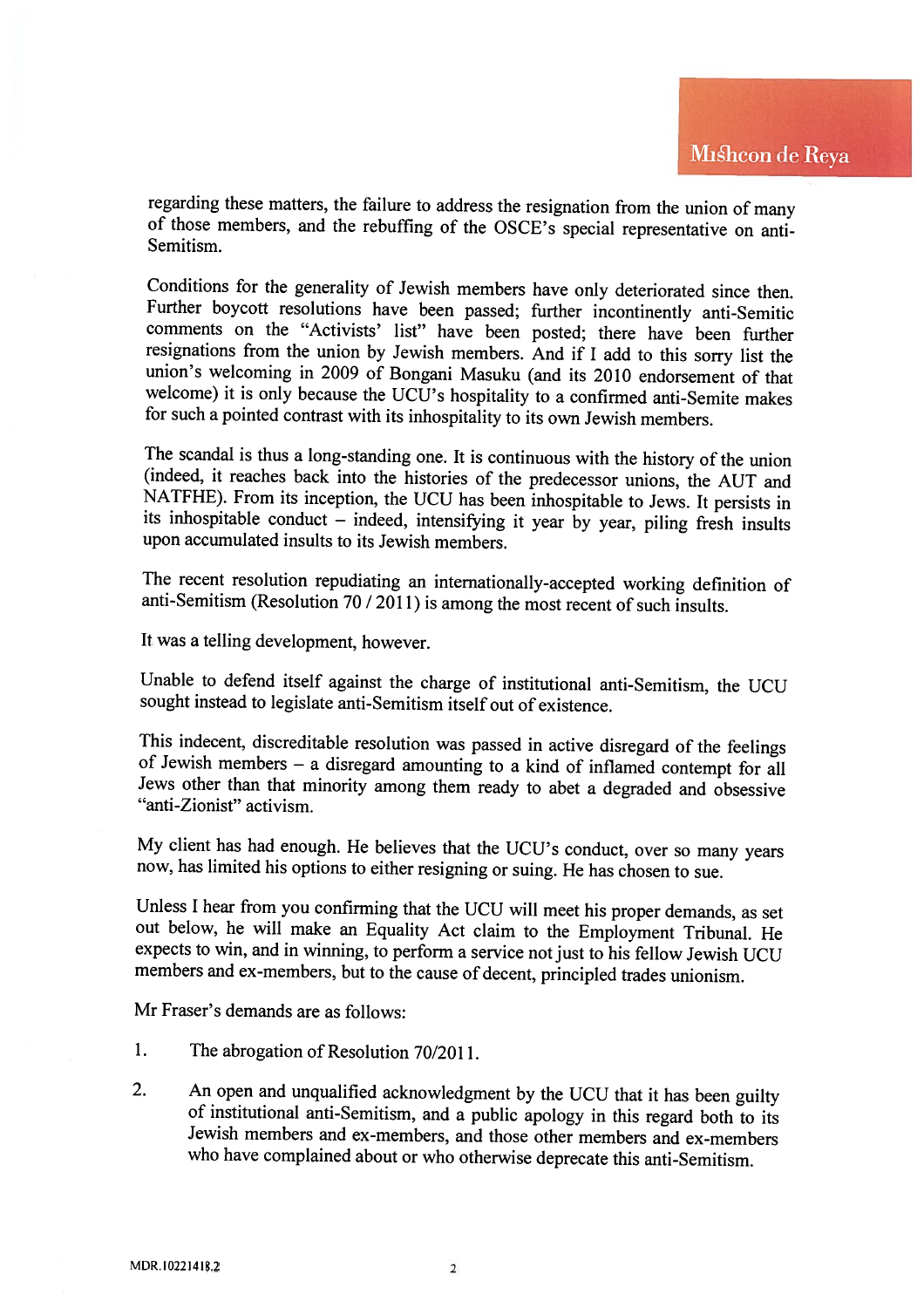regarding these matters, the failure to address the resignation from the union of many of those members, and the rebuffing of the OSCE's special representative on anti-Semitism.

Conditions for the generality of Jewish members have only deteriorated since then. Further boycott resolutions have been passed; further incontinently anti-Semitic comments on the "Activists' list" have been posted; there have been further resignations from the union by Jewish members. And if I add to this sorry list the union's welcoming in 2009 of Bongani Masuku (and its 2010 endorsement of that welcome) it is only because the UCU's hospitality to a confirmed anti-Semite makes for such a pointed contrast with its inhospitality to its own Jewish members.

The scandal is thus a long-standing one. It is continuous with the history of the union (indeed, it reaches back into the histories of the predecessor unions, the AUT and NATFHE). From its inception, the UCU has been inhospitable to Jews. It persists in its inhospitable conduct – indeed, intensifying it year by year, piling fresh insults upon accumulated insults to its Jewish members.

The recent resolution repudiating an internationally-accepted working definition of anti-Semitism (Resolution 70 / 2011) is among the most recent of such insults.

It was a telling development, however.

Unable to defend itself against the charge of institutional anti-Semitism, the UCU sought instead to legislate anti-Semitism itself out of existence.

This indecent, discreditable resolution was passed in active disregard of the feelings of Jewish members – a disregard amounting to a kind of inflamed contempt for all Jews other than that minority among them ready to abet a degraded and obsessive "anti-Zionist" activism.

My client has had enough. He believes that the UCU's conduct, over so many years now, has limited his options to either resigning or suing. He has chosen to sue.

Unless I hear from you confirming that the UCU will meet his proper demands, as set out below, he will make an Equality Act claim to the Employment Tribunal. He expects to win, and in winning, to perform a service not just to his fellow Jewish UCU members and ex-members, but to the cause of decent, principled trades unionism.

Mr Fraser's demands are as follows:

1. The abrogation of Resolution 70/2011.

2. An open and unqualified acknowledgment by the UCU that it has been guilty of institutional anti-Semitism, and a public apology in this regard both to its Jewish members and ex-members, and those other members and ex-members who have complained about or who otherwise deprecate this anti-Semitism.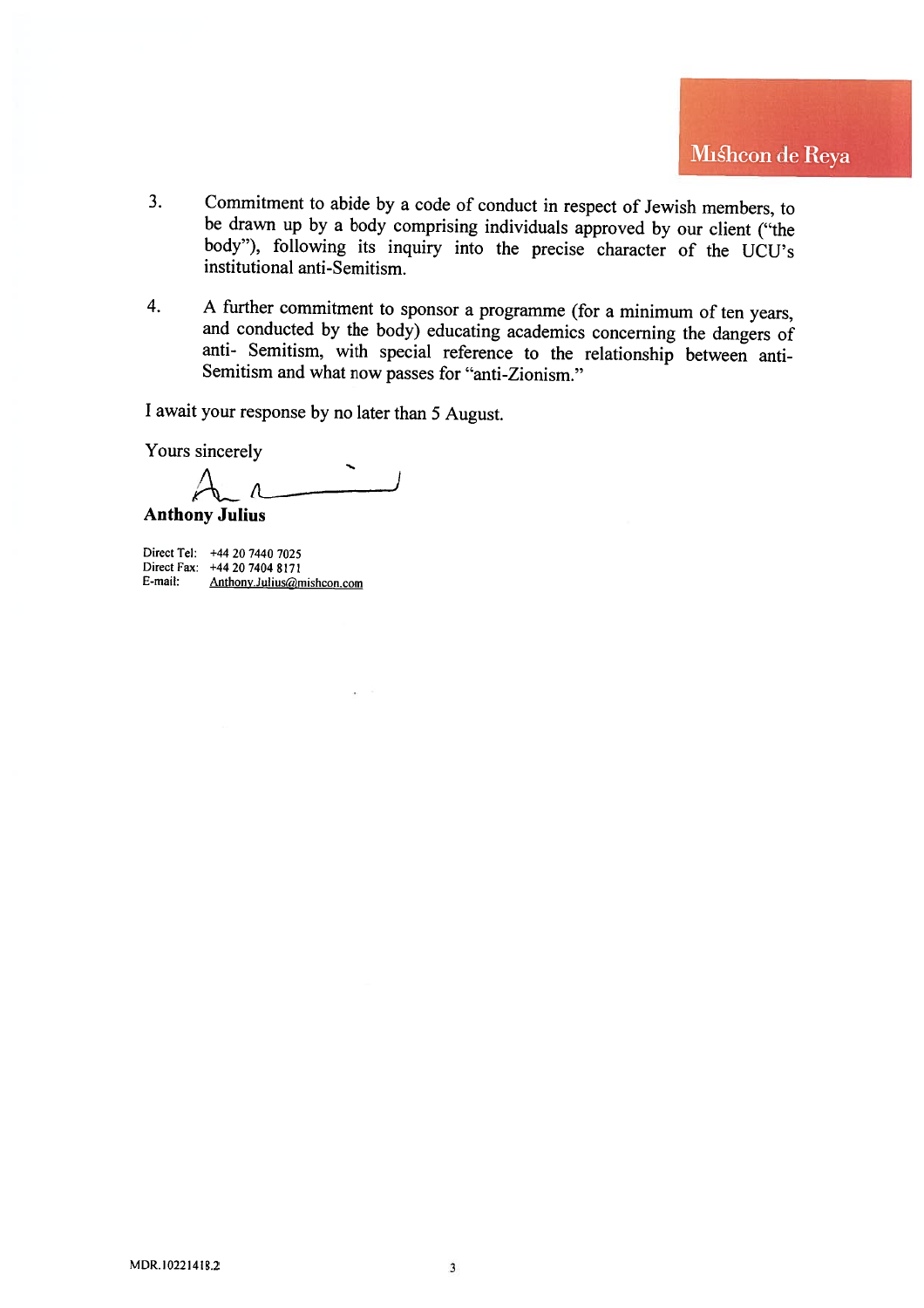3. Commitment to abide by a code of conduct in respect of Jewish members, to be drawn up by a body comprising individuals approved by our client ("the body"), following its inquiry into the precise character of the UCU's institutional anti-Semitism.

4. A further commitment to sponsor a programme (for a minimum of ten years, and conducted by the body) educating academics concerning the dangers of anti- Semitism, with special reference to the relationship between anti-Semitism and what now passes for "anti-Zionism."

I await your response by no later than 5 August.

Yours sincerely

**Anthony Julius**

Direct Tel: +44 20 7440 7025
Direct Fax: +44 20 7404 8171
E-mail: Anthony.Julius@mishcon.com

MDR.10221418.2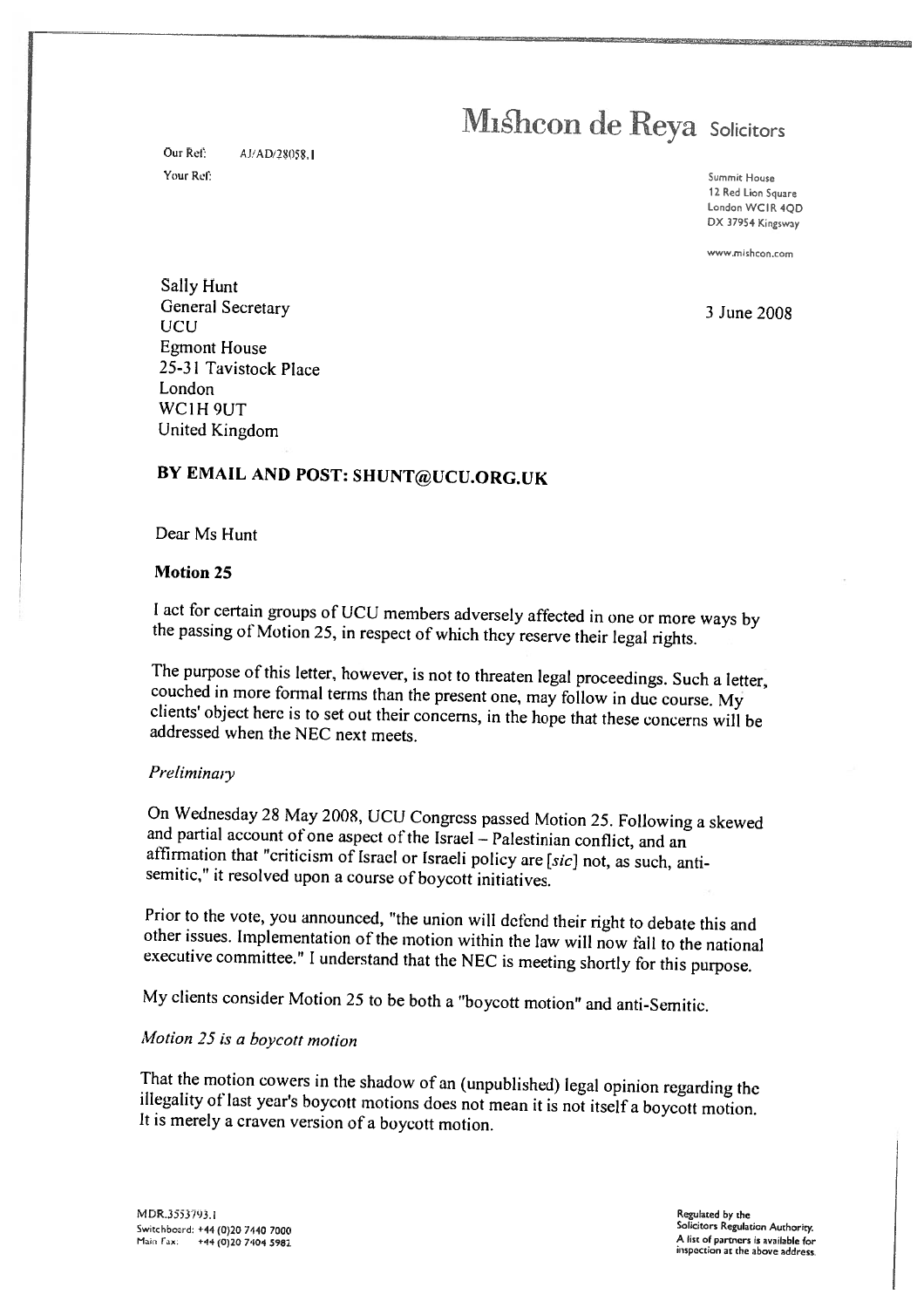# Mishcon de Reya Solicitors

Our Ref: AJ/AD/28058.1

Your Ref:

Summit House
12 Red Lion Square
London WC1R 4QD
DX 37954 Kingsway

www.mishcon.com

Sally Hunt
General Secretary
UCU
Egmont House
25-31 Tavistock Place
London
WC1H 9UT
United Kingdom

3 June 2008

**BY EMAIL AND POST: SHUNT@UCU.ORG.UK**

Dear Ms Hunt

**Motion 25**

I act for certain groups of UCU members adversely affected in one or more ways by the passing of Motion 25, in respect of which they reserve their legal rights.

The purpose of this letter, however, is not to threaten legal proceedings. Such a letter, couched in more formal terms than the present one, may follow in due course. My clients' object here is to set out their concerns, in the hope that these concerns will be addressed when the NEC next meets.

*Preliminary*

On Wednesday 28 May 2008, UCU Congress passed Motion 25. Following a skewed and partial account of one aspect of the Israel – Palestinian conflict, and an affirmation that "criticism of Israel or Israeli policy are [*sic*] not, as such, anti-semitic," it resolved upon a course of boycott initiatives.

Prior to the vote, you announced, "the union will defend their right to debate this and other issues. Implementation of the motion within the law will now fall to the national executive committee." I understand that the NEC is meeting shortly for this purpose.

My clients consider Motion 25 to be both a "boycott motion" and anti-Semitic.

*Motion 25 is a boycott motion*

That the motion cowers in the shadow of an (unpublished) legal opinion regarding the illegality of last year's boycott motions does not mean it is not itself a boycott motion. It is merely a craven version of a boycott motion.

MDR.3553793.1
Switchboard: +44 (0)20 7440 7000
Main Fax: +44 (0)20 7404 5982

Regulated by the Solicitors Regulation Authority.
A list of partners is available for inspection at the above address.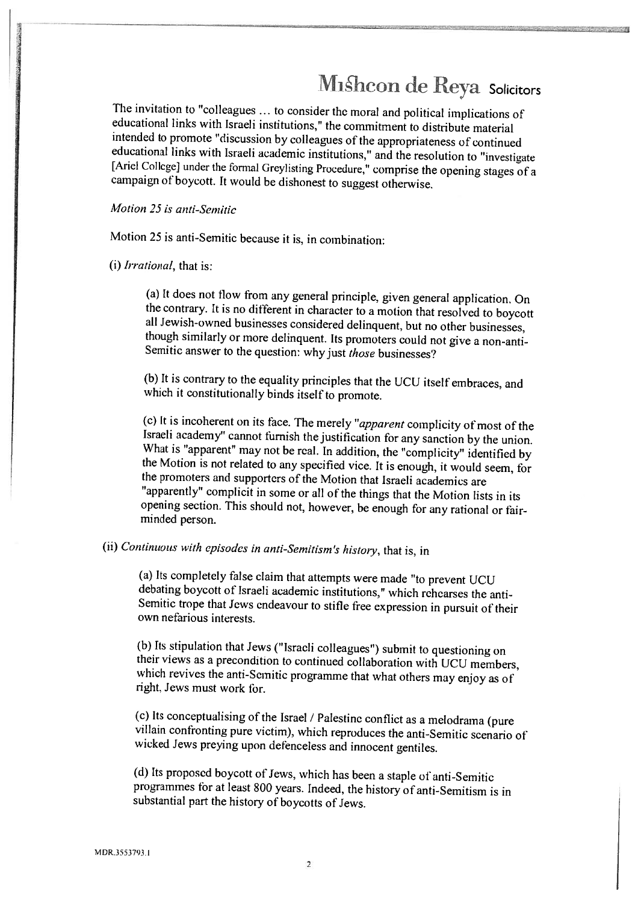The invitation to "colleagues ... to consider the moral and political implications of educational links with Israeli institutions," the commitment to distribute material intended to promote "discussion by colleagues of the appropriateness of continued educational links with Israeli academic institutions," and the resolution to "investigate [Ariel College] under the formal Greylisting Procedure," comprise the opening stages of a campaign of boycott. It would be dishonest to suggest otherwise.

*Motion 25 is anti-Semitic*

Motion 25 is anti-Semitic because it is, in combination:

(i) *Irrational*, that is:

> (a) It does not flow from any general principle, given general application. On the contrary. It is no different in character to a motion that resolved to boycott all Jewish-owned businesses considered delinquent, but no other businesses, though similarly or more delinquent. Its promoters could not give a non-anti-Semitic answer to the question: why just *those* businesses?
>
> (b) It is contrary to the equality principles that the UCU itself embraces, and which it constitutionally binds itself to promote.
>
> (c) It is incoherent on its face. The merely "*apparent* complicity of most of the Israeli academy" cannot furnish the justification for any sanction by the union. What is "apparent" may not be real. In addition, the "complicity" identified by the Motion is not related to any specified vice. It is enough, it would seem, for the promoters and supporters of the Motion that Israeli academics are "apparently" complicit in some or all of the things that the Motion lists in its opening section. This should not, however, be enough for any rational or fair-minded person.

(ii) *Continuous with episodes in anti-Semitism's history*, that is, in

> (a) Its completely false claim that attempts were made "to prevent UCU debating boycott of Israeli academic institutions," which rehearses the anti-Semitic trope that Jews endeavour to stifle free expression in pursuit of their own nefarious interests.
>
> (b) Its stipulation that Jews ("Israeli colleagues") submit to questioning on their views as a precondition to continued collaboration with UCU members, which revives the anti-Semitic programme that what others may enjoy as of right, Jews must work for.
>
> (c) Its conceptualising of the Israel / Palestine conflict as a melodrama (pure villain confronting pure victim), which reproduces the anti-Semitic scenario of wicked Jews preying upon defenceless and innocent gentiles.
>
> (d) Its proposed boycott of Jews, which has been a staple of anti-Semitic programmes for at least 800 years. Indeed, the history of anti-Semitism is in substantial part the history of boycotts of Jews.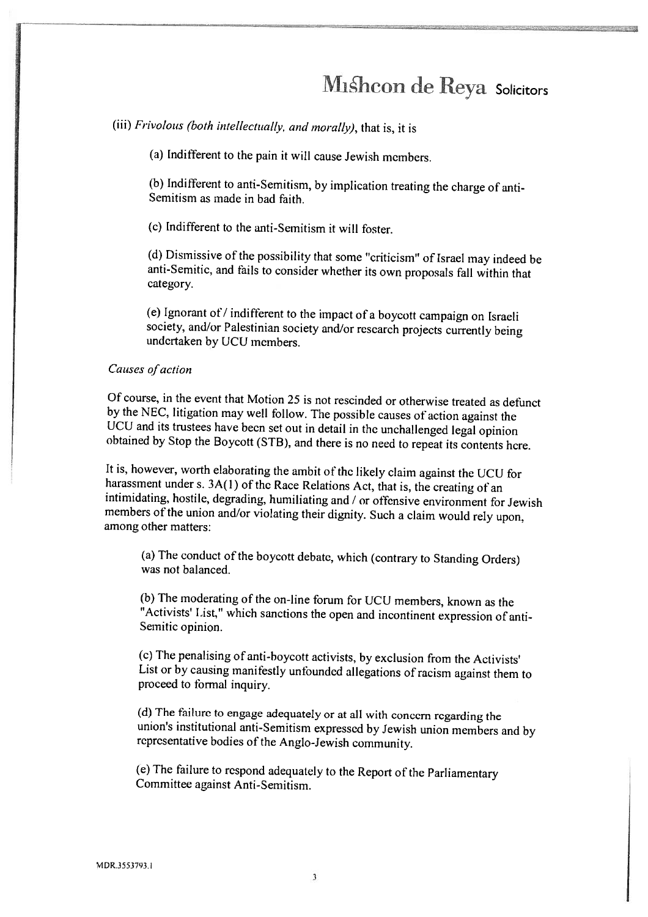(iii) *Frivolous (both intellectually, and morally)*, that is, it is

(a) Indifferent to the pain it will cause Jewish members.

(b) Indifferent to anti-Semitism, by implication treating the charge of anti-Semitism as made in bad faith.

(c) Indifferent to the anti-Semitism it will foster.

(d) Dismissive of the possibility that some "criticism" of Israel may indeed be anti-Semitic, and fails to consider whether its own proposals fall within that category.

(e) Ignorant of / indifferent to the impact of a boycott campaign on Israeli society, and/or Palestinian society and/or research projects currently being undertaken by UCU members.

*Causes of action*

Of course, in the event that Motion 25 is not rescinded or otherwise treated as defunct by the NEC, litigation may well follow. The possible causes of action against the UCU and its trustees have been set out in detail in the unchallenged legal opinion obtained by Stop the Boycott (STB), and there is no need to repeat its contents here.

It is, however, worth elaborating the ambit of the likely claim against the UCU for harassment under s. 3A(1) of the Race Relations Act, that is, the creating of an intimidating, hostile, degrading, humiliating and / or offensive environment for Jewish members of the union and/or violating their dignity. Such a claim would rely upon, among other matters:

(a) The conduct of the boycott debate, which (contrary to Standing Orders) was not balanced.

(b) The moderating of the on-line forum for UCU members, known as the "Activists' List," which sanctions the open and incontinent expression of anti-Semitic opinion.

(c) The penalising of anti-boycott activists, by exclusion from the Activists' List or by causing manifestly unfounded allegations of racism against them to proceed to formal inquiry.

(d) The failure to engage adequately or at all with concern regarding the union's institutional anti-Semitism expressed by Jewish union members and by representative bodies of the Anglo-Jewish community.

(e) The failure to respond adequately to the Report of the Parliamentary Committee against Anti-Semitism.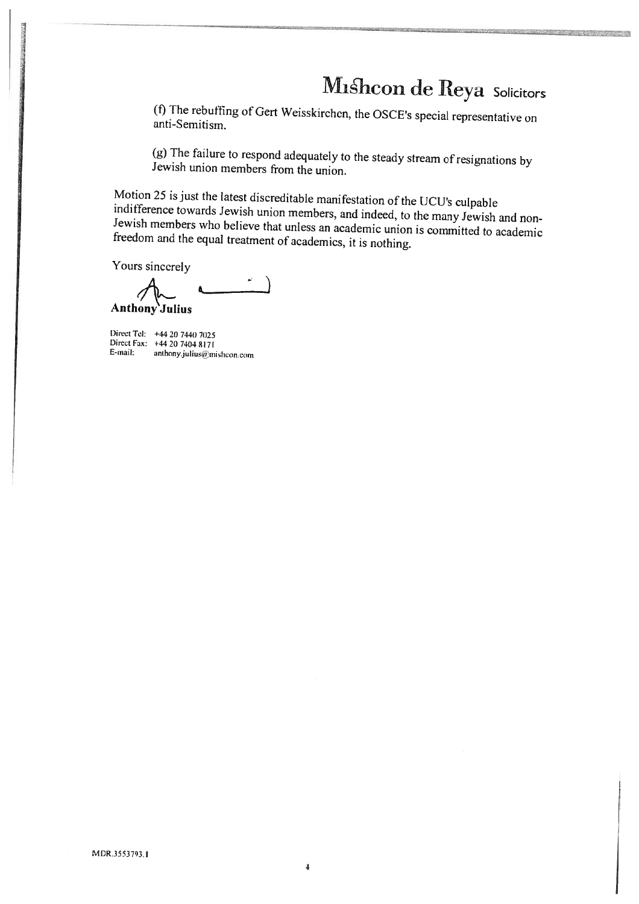(f) The rebuffing of Gert Weisskirchen, the OSCE's special representative on anti-Semitism.

(g) The failure to respond adequately to the steady stream of resignations by Jewish union members from the union.

Motion 25 is just the latest discreditable manifestation of the UCU's culpable indifference towards Jewish union members, and indeed, to the many Jewish and non-Jewish members who believe that unless an academic union is committed to academic freedom and the equal treatment of academics, it is nothing.

Yours sincerely

**Anthony Julius**

Direct Tel: +44 20 7440 7025
Direct Fax: +44 20 7404 8171
E-mail: anthony.julius@mishcon.com

MDR.3553793.1